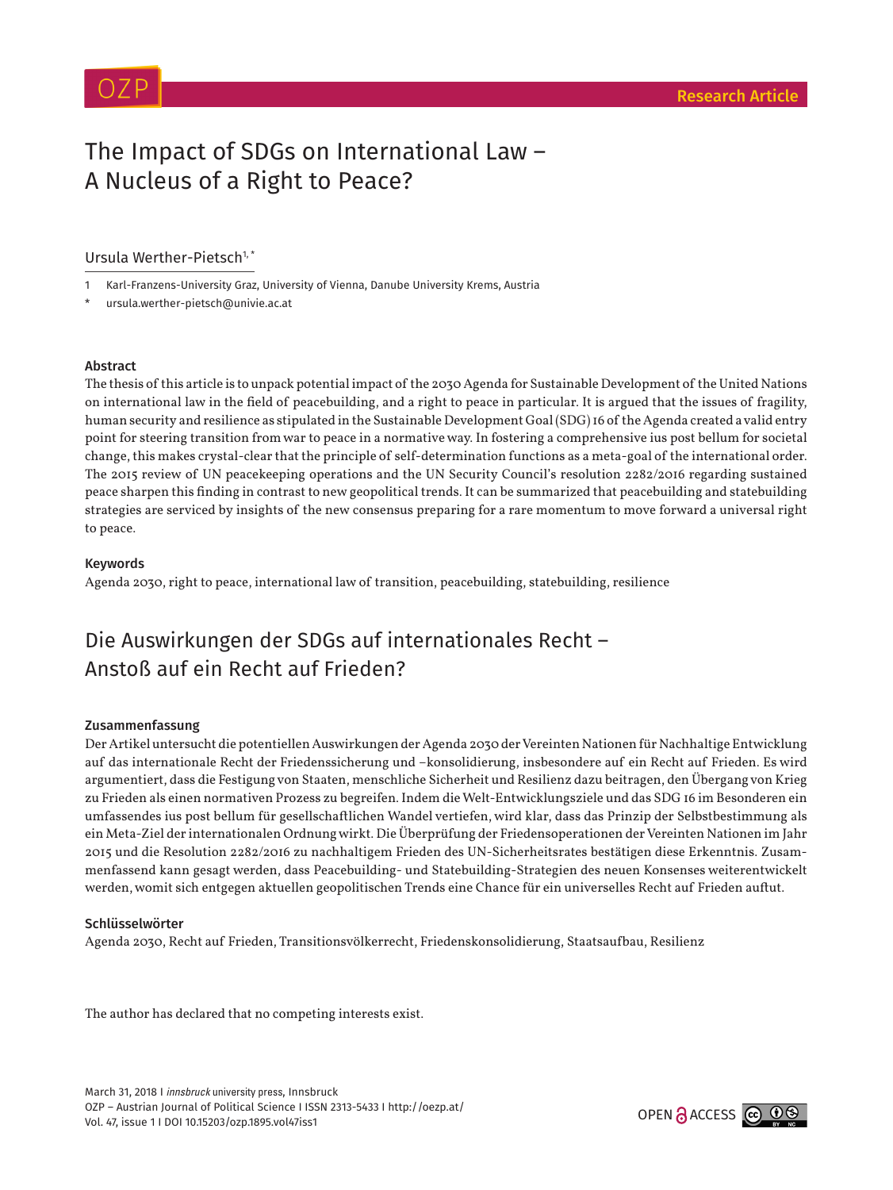Research Article

# The Impact of SDGs on International Law – A Nucleus of a Right to Peace?

Ursula Werther-Pietsch[1, *]

1 Karl-Franzens-University Graz, University of Vienna, Danube University Krems, Austria

\* ursula.werther-pietsch@univie.ac.at

### Abstract

The thesis of this article is to unpack potential impact of the 2030 Agenda for Sustainable Development of the United Nations on international law in the field of peacebuilding, and a right to peace in particular. It is argued that the issues of fragility, human security and resilience as stipulated in the Sustainable Development Goal (SDG) 16 of the Agenda created a valid entry point for steering transition from war to peace in a normative way. In fostering a comprehensive ius post bellum for societal change, this makes crystal-clear that the principle of self-determination functions as a meta-goal of the international order. The 2015 review of UN peacekeeping operations and the UN Security Council's resolution 2282/2016 regarding sustained peace sharpen this finding in contrast to new geopolitical trends. It can be summarized that peacebuilding and statebuilding strategies are serviced by insights of the new consensus preparing for a rare momentum to move forward a universal right to peace.

### Keywords

Agenda 2030, right to peace, international law of transition, peacebuilding, statebuilding, resilience

# Die Auswirkungen der SDGs auf internationales Recht – Anstoß auf ein Recht auf Frieden?

### Zusammenfassung

Der Artikel untersucht die potentiellen Auswirkungen der Agenda 2030 der Vereinten Nationen für Nachhaltige Entwicklung auf das internationale Recht der Friedenssicherung und –konsolidierung, insbesondere auf ein Recht auf Frieden. Es wird argumentiert, dass die Festigung von Staaten, menschliche Sicherheit und Resilienz dazu beitragen, den Übergang von Krieg zu Frieden als einen normativen Prozess zu begreifen. Indem die Welt-Entwicklungsziele und das SDG 16 im Besonderen ein umfassendes ius post bellum für gesellschaftlichen Wandel vertiefen, wird klar, dass das Prinzip der Selbstbestimmung als ein Meta-Ziel der internationalen Ordnung wirkt. Die Überprüfung der Friedensoperationen der Vereinten Nationen im Jahr 2015 und die Resolution 2282/2016 zu nachhaltigem Frieden des UN-Sicherheitsrates bestätigen diese Erkenntnis. Zusammenfassend kann gesagt werden, dass Peacebuilding- und Statebuilding-Strategien des neuen Konsenses weiterentwickelt werden, womit sich entgegen aktuellen geopolitischen Trends eine Chance für ein universelles Recht auf Frieden auftut.

### Schlüsselwörter

Agenda 2030, Recht auf Frieden, Transitionsvölkerrecht, Friedenskonsolidierung, Staatsaufbau, Resilienz

The author has declared that no competing interests exist.

March 31, 2018 I *innsbruck* university press, Innsbruck
OZP – Austrian Journal of Political Science I ISSN 2313-5433 I http://oezp.at/
Vol. 47, issue 1 I DOI 10.15203/ozp.1895.vol47iss1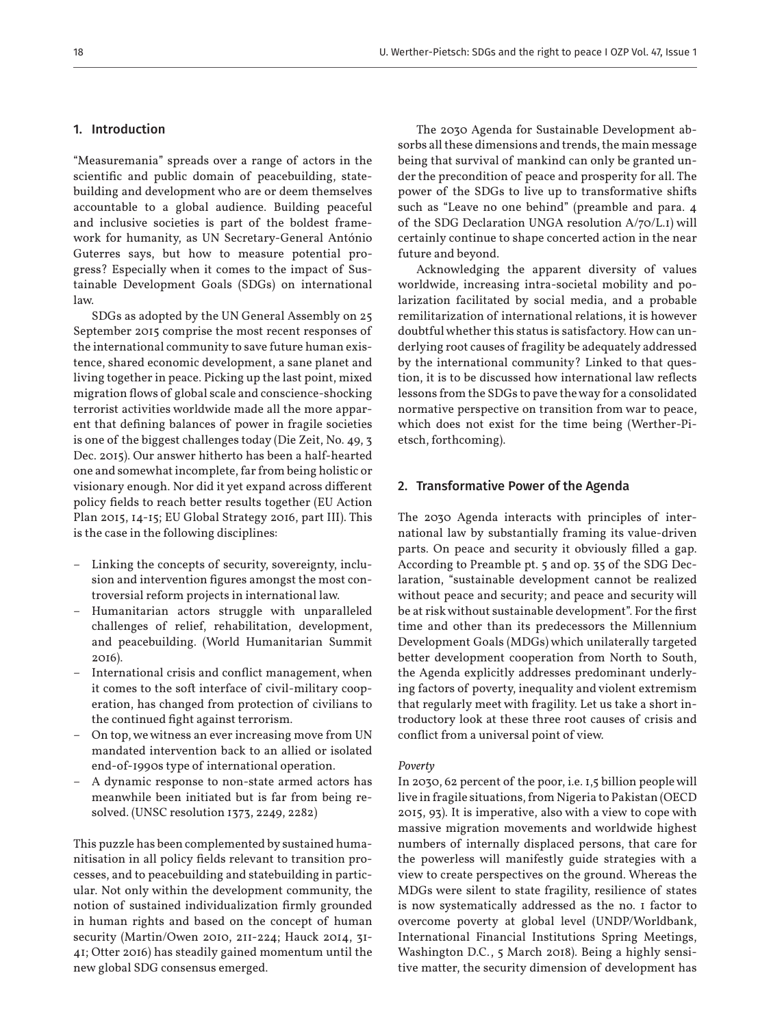## 1. Introduction

"Measuremania" spreads over a range of actors in the scientific and public domain of peacebuilding, statebuilding and development who are or deem themselves accountable to a global audience. Building peaceful and inclusive societies is part of the boldest framework for humanity, as UN Secretary-General António Guterres says, but how to measure potential progress? Especially when it comes to the impact of Sustainable Development Goals (SDGs) on international law.

SDGs as adopted by the UN General Assembly on 25 September 2015 comprise the most recent responses of the international community to save future human existence, shared economic development, a sane planet and living together in peace. Picking up the last point, mixed migration flows of global scale and conscience-shocking terrorist activities worldwide made all the more apparent that defining balances of power in fragile societies is one of the biggest challenges today (Die Zeit, No. 49, 3 Dec. 2015). Our answer hitherto has been a half-hearted one and somewhat incomplete, far from being holistic or visionary enough. Nor did it yet expand across different policy fields to reach better results together (EU Action Plan 2015, 14-15; EU Global Strategy 2016, part III). This is the case in the following disciplines:

- Linking the concepts of security, sovereignty, inclusion and intervention figures amongst the most controversial reform projects in international law.
- Humanitarian actors struggle with unparalleled challenges of relief, rehabilitation, development, and peacebuilding. (World Humanitarian Summit 2016).
- International crisis and conflict management, when it comes to the soft interface of civil-military cooperation, has changed from protection of civilians to the continued fight against terrorism.
- On top, we witness an ever increasing move from UN mandated intervention back to an allied or isolated end-of-1990s type of international operation.
- A dynamic response to non-state armed actors has meanwhile been initiated but is far from being resolved. (UNSC resolution 1373, 2249, 2282)

This puzzle has been complemented by sustained humanitisation in all policy fields relevant to transition processes, and to peacebuilding and statebuilding in particular. Not only within the development community, the notion of sustained individualization firmly grounded in human rights and based on the concept of human security (Martin/Owen 2010, 211-224; Hauck 2014, 31-41; Otter 2016) has steadily gained momentum until the new global SDG consensus emerged.

The 2030 Agenda for Sustainable Development absorbs all these dimensions and trends, the main message being that survival of mankind can only be granted under the precondition of peace and prosperity for all. The power of the SDGs to live up to transformative shifts such as "Leave no one behind" (preamble and para. 4 of the SDG Declaration UNGA resolution A/70/L.1) will certainly continue to shape concerted action in the near future and beyond.

Acknowledging the apparent diversity of values worldwide, increasing intra-societal mobility and polarization facilitated by social media, and a probable remilitarization of international relations, it is however doubtful whether this status is satisfactory. How can underlying root causes of fragility be adequately addressed by the international community? Linked to that question, it is to be discussed how international law reflects lessons from the SDGs to pave the way for a consolidated normative perspective on transition from war to peace, which does not exist for the time being (Werther-Pietsch, forthcoming).

## 2. Transformative Power of the Agenda

The 2030 Agenda interacts with principles of international law by substantially framing its value-driven parts. On peace and security it obviously filled a gap. According to Preamble pt. 5 and op. 35 of the SDG Declaration, "sustainable development cannot be realized without peace and security; and peace and security will be at risk without sustainable development". For the first time and other than its predecessors the Millennium Development Goals (MDGs) which unilaterally targeted better development cooperation from North to South, the Agenda explicitly addresses predominant underlying factors of poverty, inequality and violent extremism that regularly meet with fragility. Let us take a short introductory look at these three root causes of crisis and conflict from a universal point of view.

*Poverty*

In 2030, 62 percent of the poor, i.e. 1,5 billion people will live in fragile situations, from Nigeria to Pakistan (OECD 2015, 93). It is imperative, also with a view to cope with massive migration movements and worldwide highest numbers of internally displaced persons, that care for the powerless will manifestly guide strategies with a view to create perspectives on the ground. Whereas the MDGs were silent to state fragility, resilience of states is now systematically addressed as the no. 1 factor to overcome poverty at global level (UNDP/Worldbank, International Financial Institutions Spring Meetings, Washington D.C., 5 March 2018). Being a highly sensitive matter, the security dimension of development has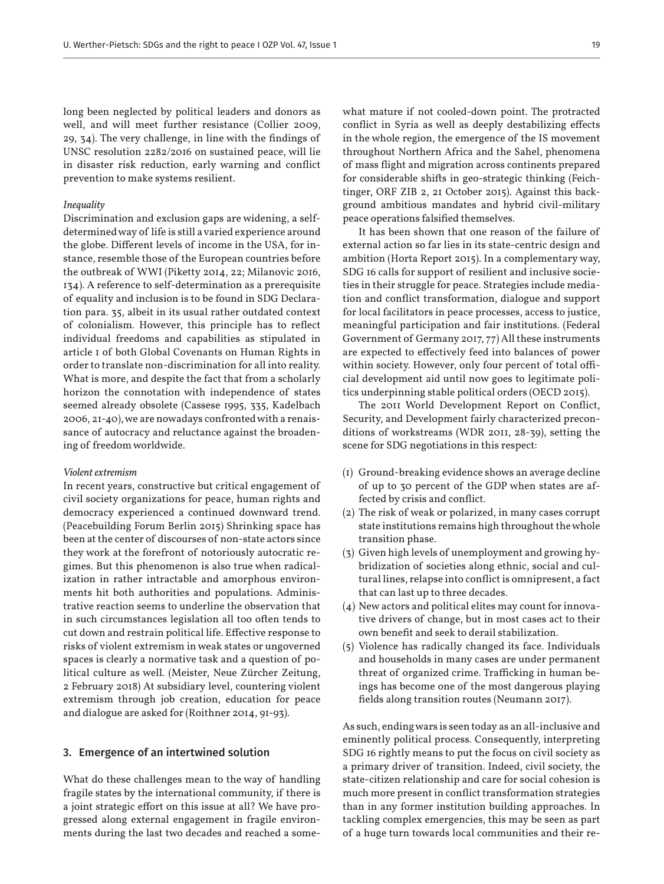long been neglected by political leaders and donors as well, and will meet further resistance (Collier 2009, 29, 34). The very challenge, in line with the findings of UNSC resolution 2282/2016 on sustained peace, will lie in disaster risk reduction, early warning and conflict prevention to make systems resilient.

*Inequality*

Discrimination and exclusion gaps are widening, a self-determined way of life is still a varied experience around the globe. Different levels of income in the USA, for instance, resemble those of the European countries before the outbreak of WWI (Piketty 2014, 22; Milanovic 2016, 134). A reference to self-determination as a prerequisite of equality and inclusion is to be found in SDG Declaration para. 35, albeit in its usual rather outdated context of colonialism. However, this principle has to reflect individual freedoms and capabilities as stipulated in article 1 of both Global Covenants on Human Rights in order to translate non-discrimination for all into reality. What is more, and despite the fact that from a scholarly horizon the connotation with independence of states seemed already obsolete (Cassese 1995, 335, Kadelbach 2006, 21-40), we are nowadays confronted with a renaissance of autocracy and reluctance against the broadening of freedom worldwide.

*Violent extremism*

In recent years, constructive but critical engagement of civil society organizations for peace, human rights and democracy experienced a continued downward trend. (Peacebuilding Forum Berlin 2015) Shrinking space has been at the center of discourses of non-state actors since they work at the forefront of notoriously autocratic regimes. But this phenomenon is also true when radicalization in rather intractable and amorphous environments hit both authorities and populations. Administrative reaction seems to underline the observation that in such circumstances legislation all too often tends to cut down and restrain political life. Effective response to risks of violent extremism in weak states or ungoverned spaces is clearly a normative task and a question of political culture as well. (Meister, Neue Zürcher Zeitung, 2 February 2018) At subsidiary level, countering violent extremism through job creation, education for peace and dialogue are asked for (Roithner 2014, 91-93).

## 3. Emergence of an intertwined solution

What do these challenges mean to the way of handling fragile states by the international community, if there is a joint strategic effort on this issue at all? We have progressed along external engagement in fragile environments during the last two decades and reached a somewhat mature if not cooled-down point. The protracted conflict in Syria as well as deeply destabilizing effects in the whole region, the emergence of the IS movement throughout Northern Africa and the Sahel, phenomena of mass flight and migration across continents prepared for considerable shifts in geo-strategic thinking (Feichtinger, ORF ZIB 2, 21 October 2015). Against this background ambitious mandates and hybrid civil-military peace operations falsified themselves.

It has been shown that one reason of the failure of external action so far lies in its state-centric design and ambition (Horta Report 2015). In a complementary way, SDG 16 calls for support of resilient and inclusive societies in their struggle for peace. Strategies include mediation and conflict transformation, dialogue and support for local facilitators in peace processes, access to justice, meaningful participation and fair institutions. (Federal Government of Germany 2017, 77) All these instruments are expected to effectively feed into balances of power within society. However, only four percent of total official development aid until now goes to legitimate politics underpinning stable political orders (OECD 2015).

The 2011 World Development Report on Conflict, Security, and Development fairly characterized preconditions of workstreams (WDR 2011, 28-39), setting the scene for SDG negotiations in this respect:

(1) Ground-breaking evidence shows an average decline of up to 30 percent of the GDP when states are affected by crisis and conflict.
(2) The risk of weak or polarized, in many cases corrupt state institutions remains high throughout the whole transition phase.
(3) Given high levels of unemployment and growing hybridization of societies along ethnic, social and cultural lines, relapse into conflict is omnipresent, a fact that can last up to three decades.
(4) New actors and political elites may count for innovative drivers of change, but in most cases act to their own benefit and seek to derail stabilization.
(5) Violence has radically changed its face. Individuals and households in many cases are under permanent threat of organized crime. Trafficking in human beings has become one of the most dangerous playing fields along transition routes (Neumann 2017).

As such, ending wars is seen today as an all-inclusive and eminently political process. Consequently, interpreting SDG 16 rightly means to put the focus on civil society as a primary driver of transition. Indeed, civil society, the state-citizen relationship and care for social cohesion is much more present in conflict transformation strategies than in any former institution building approaches. In tackling complex emergencies, this may be seen as part of a huge turn towards local communities and their re-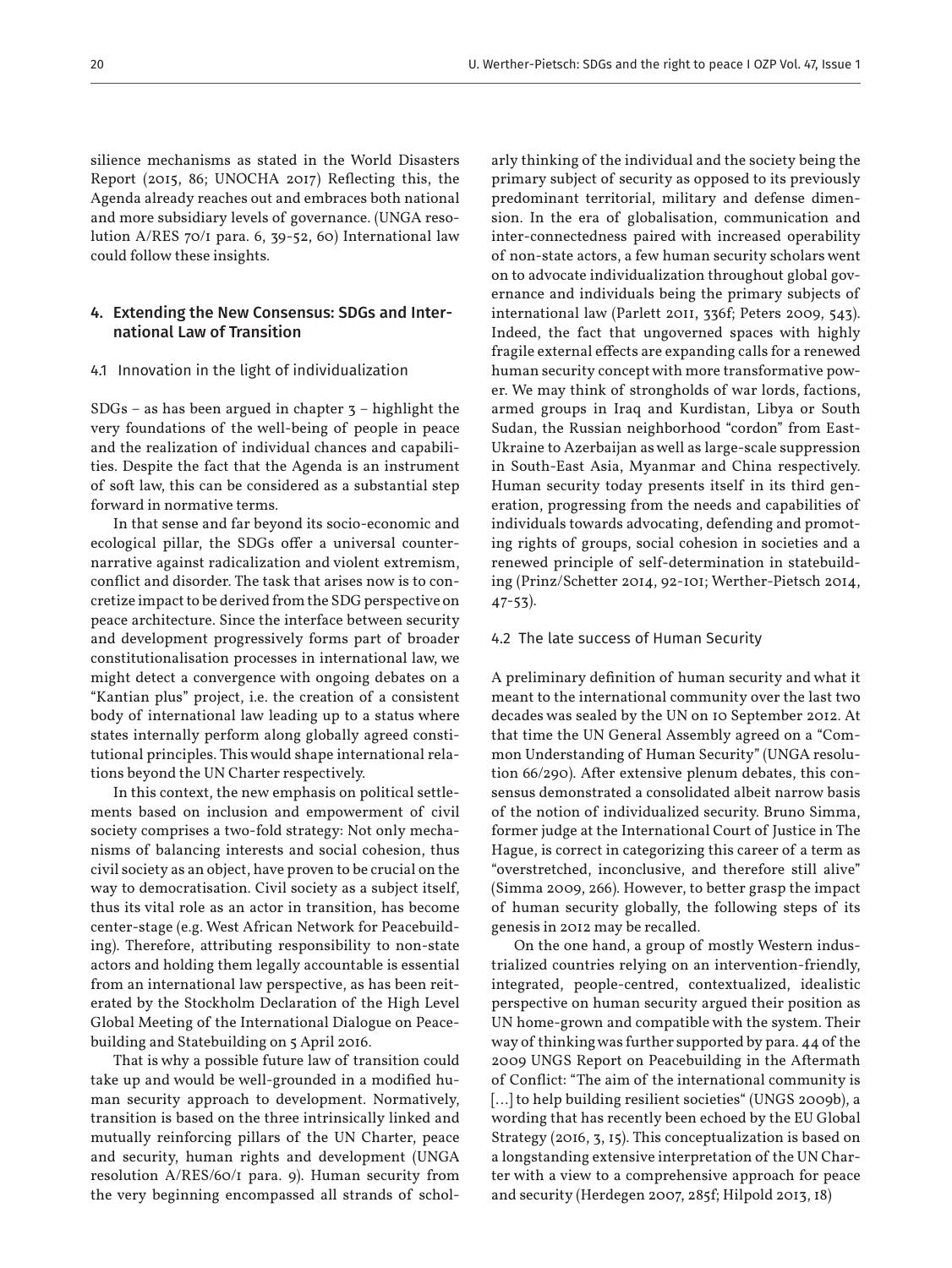silience mechanisms as stated in the World Disasters Report (2015, 86; UNOCHA 2017) Reflecting this, the Agenda already reaches out and embraces both national and more subsidiary levels of governance. (UNGA resolution A/RES 70/1 para. 6, 39-52, 60) International law could follow these insights.

## 4. Extending the New Consensus: SDGs and International Law of Transition

### 4.1 Innovation in the light of individualization

SDGs – as has been argued in chapter 3 – highlight the very foundations of the well-being of people in peace and the realization of individual chances and capabilities. Despite the fact that the Agenda is an instrument of soft law, this can be considered as a substantial step forward in normative terms.

In that sense and far beyond its socio-economic and ecological pillar, the SDGs offer a universal counter-narrative against radicalization and violent extremism, conflict and disorder. The task that arises now is to concretize impact to be derived from the SDG perspective on peace architecture. Since the interface between security and development progressively forms part of broader constitutionalisation processes in international law, we might detect a convergence with ongoing debates on a "Kantian plus" project, i.e. the creation of a consistent body of international law leading up to a status where states internally perform along globally agreed constitutional principles. This would shape international relations beyond the UN Charter respectively.

In this context, the new emphasis on political settlements based on inclusion and empowerment of civil society comprises a two-fold strategy: Not only mechanisms of balancing interests and social cohesion, thus civil society as an object, have proven to be crucial on the way to democratisation. Civil society as a subject itself, thus its vital role as an actor in transition, has become center-stage (e.g. West African Network for Peacebuilding). Therefore, attributing responsibility to non-state actors and holding them legally accountable is essential from an international law perspective, as has been reiterated by the Stockholm Declaration of the High Level Global Meeting of the International Dialogue on Peacebuilding and Statebuilding on 5 April 2016.

That is why a possible future law of transition could take up and would be well-grounded in a modified human security approach to development. Normatively, transition is based on the three intrinsically linked and mutually reinforcing pillars of the UN Charter, peace and security, human rights and development (UNGA resolution A/RES/60/1 para. 9). Human security from the very beginning encompassed all strands of scholarly thinking of the individual and the society being the primary subject of security as opposed to its previously predominant territorial, military and defense dimension. In the era of globalisation, communication and inter-connectedness paired with increased operability of non-state actors, a few human security scholars went on to advocate individualization throughout global governance and individuals being the primary subjects of international law (Parlett 2011, 336f; Peters 2009, 543). Indeed, the fact that ungoverned spaces with highly fragile external effects are expanding calls for a renewed human security concept with more transformative power. We may think of strongholds of war lords, factions, armed groups in Iraq and Kurdistan, Libya or South Sudan, the Russian neighborhood "cordon" from East-Ukraine to Azerbaijan as well as large-scale suppression in South-East Asia, Myanmar and China respectively. Human security today presents itself in its third generation, progressing from the needs and capabilities of individuals towards advocating, defending and promoting rights of groups, social cohesion in societies and a renewed principle of self-determination in statebuilding (Prinz/Schetter 2014, 92-101; Werther-Pietsch 2014, 47-53).

### 4.2 The late success of Human Security

A preliminary definition of human security and what it meant to the international community over the last two decades was sealed by the UN on 10 September 2012. At that time the UN General Assembly agreed on a "Common Understanding of Human Security" (UNGA resolution 66/290). After extensive plenum debates, this consensus demonstrated a consolidated albeit narrow basis of the notion of individualized security. Bruno Simma, former judge at the International Court of Justice in The Hague, is correct in categorizing this career of a term as "overstretched, inconclusive, and therefore still alive" (Simma 2009, 266). However, to better grasp the impact of human security globally, the following steps of its genesis in 2012 may be recalled.

On the one hand, a group of mostly Western industrialized countries relying on an intervention-friendly, integrated, people-centred, contextualized, idealistic perspective on human security argued their position as UN home-grown and compatible with the system. Their way of thinking was further supported by para. 44 of the 2009 UNGS Report on Peacebuilding in the Aftermath of Conflict: "The aim of the international community is […] to help building resilient societies" (UNGS 2009b), a wording that has recently been echoed by the EU Global Strategy (2016, 3, 15). This conceptualization is based on a longstanding extensive interpretation of the UN Charter with a view to a comprehensive approach for peace and security (Herdegen 2007, 285f; Hilpold 2013, 18)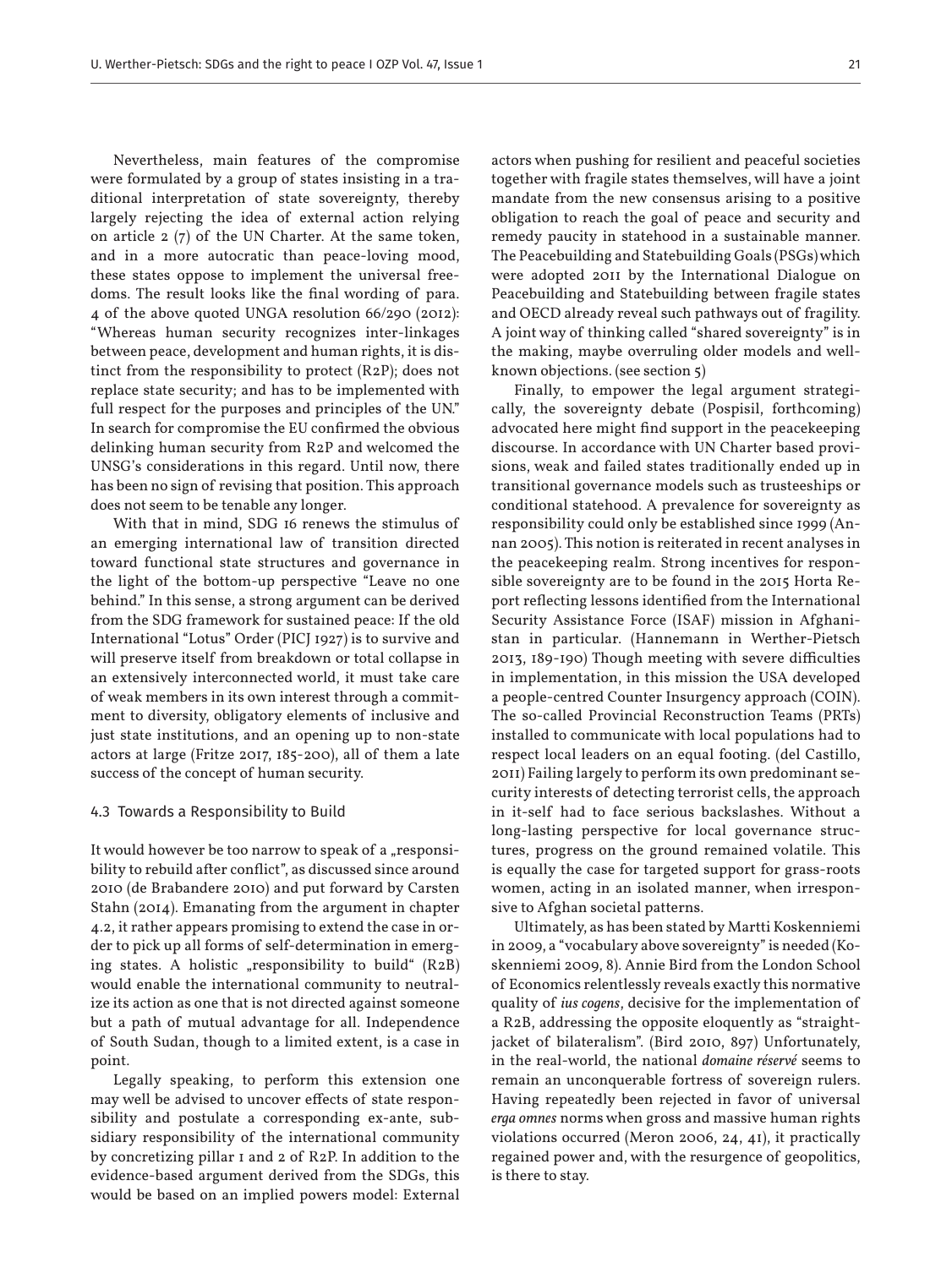Nevertheless, main features of the compromise were formulated by a group of states insisting in a traditional interpretation of state sovereignty, thereby largely rejecting the idea of external action relying on article 2 (7) of the UN Charter. At the same token, and in a more autocratic than peace-loving mood, these states oppose to implement the universal freedoms. The result looks like the final wording of para. 4 of the above quoted UNGA resolution 66/290 (2012): "Whereas human security recognizes inter-linkages between peace, development and human rights, it is distinct from the responsibility to protect (R2P); does not replace state security; and has to be implemented with full respect for the purposes and principles of the UN." In search for compromise the EU confirmed the obvious delinking human security from R2P and welcomed the UNSG's considerations in this regard. Until now, there has been no sign of revising that position. This approach does not seem to be tenable any longer.

With that in mind, SDG 16 renews the stimulus of an emerging international law of transition directed toward functional state structures and governance in the light of the bottom-up perspective "Leave no one behind." In this sense, a strong argument can be derived from the SDG framework for sustained peace: If the old International "Lotus" Order (PICJ 1927) is to survive and will preserve itself from breakdown or total collapse in an extensively interconnected world, it must take care of weak members in its own interest through a commitment to diversity, obligatory elements of inclusive and just state institutions, and an opening up to non-state actors at large (Fritze 2017, 185-200), all of them a late success of the concept of human security.

### 4.3 Towards a Responsibility to Build

It would however be too narrow to speak of a „responsibility to rebuild after conflict", as discussed since around 2010 (de Brabandere 2010) and put forward by Carsten Stahn (2014). Emanating from the argument in chapter 4.2, it rather appears promising to extend the case in order to pick up all forms of self-determination in emerging states. A holistic „responsibility to build" (R2B) would enable the international community to neutralize its action as one that is not directed against someone but a path of mutual advantage for all. Independence of South Sudan, though to a limited extent, is a case in point.

Legally speaking, to perform this extension one may well be advised to uncover effects of state responsibility and postulate a corresponding ex-ante, subsidiary responsibility of the international community by concretizing pillar 1 and 2 of R2P. In addition to the evidence-based argument derived from the SDGs, this would be based on an implied powers model: External actors when pushing for resilient and peaceful societies together with fragile states themselves, will have a joint mandate from the new consensus arising to a positive obligation to reach the goal of peace and security and remedy paucity in statehood in a sustainable manner. The Peacebuilding and Statebuilding Goals (PSGs) which were adopted 2011 by the International Dialogue on Peacebuilding and Statebuilding between fragile states and OECD already reveal such pathways out of fragility. A joint way of thinking called "shared sovereignty" is in the making, maybe overruling older models and well-known objections. (see section 5)

Finally, to empower the legal argument strategically, the sovereignty debate (Pospisil, forthcoming) advocated here might find support in the peacekeeping discourse. In accordance with UN Charter based provisions, weak and failed states traditionally ended up in transitional governance models such as trusteeships or conditional statehood. A prevalence for sovereignty as responsibility could only be established since 1999 (Annan 2005). This notion is reiterated in recent analyses in the peacekeeping realm. Strong incentives for responsible sovereignty are to be found in the 2015 Horta Report reflecting lessons identified from the International Security Assistance Force (ISAF) mission in Afghanistan in particular. (Hannemann in Werther-Pietsch 2013, 189-190) Though meeting with severe difficulties in implementation, in this mission the USA developed a people-centred Counter Insurgency approach (COIN). The so-called Provincial Reconstruction Teams (PRTs) installed to communicate with local populations had to respect local leaders on an equal footing. (del Castillo, 2011) Failing largely to perform its own predominant security interests of detecting terrorist cells, the approach in it-self had to face serious backslashes. Without a long-lasting perspective for local governance structures, progress on the ground remained volatile. This is equally the case for targeted support for grass-roots women, acting in an isolated manner, when irresponsive to Afghan societal patterns.

Ultimately, as has been stated by Martti Koskenniemi in 2009, a "vocabulary above sovereignty" is needed (Koskenniemi 2009, 8). Annie Bird from the London School of Economics relentlessly reveals exactly this normative quality of *ius cogens*, decisive for the implementation of a R2B, addressing the opposite eloquently as "straight-jacket of bilateralism". (Bird 2010, 897) Unfortunately, in the real-world, the national *domaine réservé* seems to remain an unconquerable fortress of sovereign rulers. Having repeatedly been rejected in favor of universal *erga omnes* norms when gross and massive human rights violations occurred (Meron 2006, 24, 41), it practically regained power and, with the resurgence of geopolitics, is there to stay.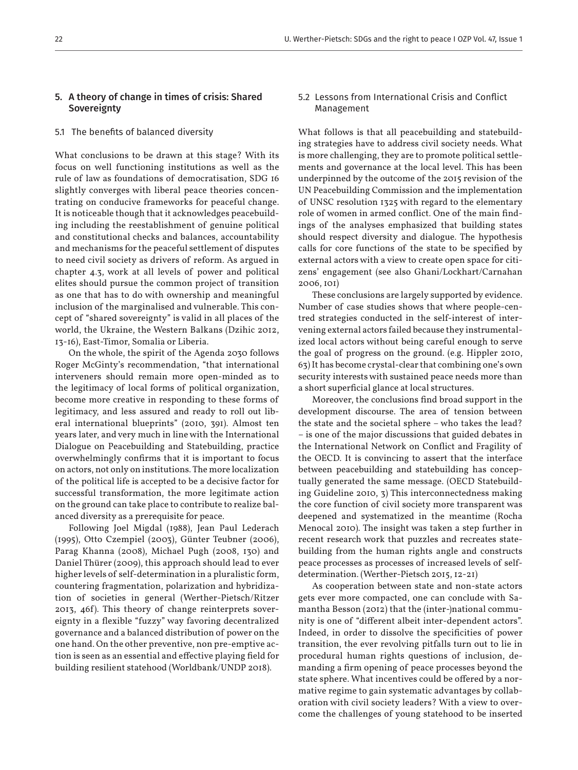## 5. A theory of change in times of crisis: Shared Sovereignty

### 5.1 The benefits of balanced diversity

What conclusions to be drawn at this stage? With its focus on well functioning institutions as well as the rule of law as foundations of democratisation, SDG 16 slightly converges with liberal peace theories concentrating on conducive frameworks for peaceful change. It is noticeable though that it acknowledges peacebuilding including the reestablishment of genuine political and constitutional checks and balances, accountability and mechanisms for the peaceful settlement of disputes to need civil society as drivers of reform. As argued in chapter 4.3, work at all levels of power and political elites should pursue the common project of transition as one that has to do with ownership and meaningful inclusion of the marginalised and vulnerable. This concept of "shared sovereignty" is valid in all places of the world, the Ukraine, the Western Balkans (Dzihic 2012, 13-16), East-Timor, Somalia or Liberia.

On the whole, the spirit of the Agenda 2030 follows Roger McGinty's recommendation, "that international interveners should remain more open-minded as to the legitimacy of local forms of political organization, become more creative in responding to these forms of legitimacy, and less assured and ready to roll out liberal international blueprints" (2010, 391). Almost ten years later, and very much in line with the International Dialogue on Peacebuilding and Statebuilding, practice overwhelmingly confirms that it is important to focus on actors, not only on institutions. The more localization of the political life is accepted to be a decisive factor for successful transformation, the more legitimate action on the ground can take place to contribute to realize balanced diversity as a prerequisite for peace.

Following Joel Migdal (1988), Jean Paul Lederach (1995), Otto Czempiel (2003), Günter Teubner (2006), Parag Khanna (2008), Michael Pugh (2008, 130) and Daniel Thürer (2009), this approach should lead to ever higher levels of self-determination in a pluralistic form, countering fragmentation, polarization and hybridization of societies in general (Werther-Pietsch/Ritzer 2013, 46f). This theory of change reinterprets sovereignty in a flexible "fuzzy" way favoring decentralized governance and a balanced distribution of power on the one hand. On the other preventive, non pre-emptive action is seen as an essential and effective playing field for building resilient statehood (Worldbank/UNDP 2018).

### 5.2 Lessons from International Crisis and Conflict Management

What follows is that all peacebuilding and statebuilding strategies have to address civil society needs. What is more challenging, they are to promote political settlements and governance at the local level. This has been underpinned by the outcome of the 2015 revision of the UN Peacebuilding Commission and the implementation of UNSC resolution 1325 with regard to the elementary role of women in armed conflict. One of the main findings of the analyses emphasized that building states should respect diversity and dialogue. The hypothesis calls for core functions of the state to be specified by external actors with a view to create open space for citizens' engagement (see also Ghani/Lockhart/Carnahan 2006, 101)

These conclusions are largely supported by evidence. Number of case studies shows that where people-centred strategies conducted in the self-interest of intervening external actors failed because they instrumentalized local actors without being careful enough to serve the goal of progress on the ground. (e.g. Hippler 2010, 63) It has become crystal-clear that combining one's own security interests with sustained peace needs more than a short superficial glance at local structures.

Moreover, the conclusions find broad support in the development discourse. The area of tension between the state and the societal sphere – who takes the lead? – is one of the major discussions that guided debates in the International Network on Conflict and Fragility of the OECD. It is convincing to assert that the interface between peacebuilding and statebuilding has conceptually generated the same message. (OECD Statebuilding Guideline 2010, 3) This interconnectedness making the core function of civil society more transparent was deepened and systematized in the meantime (Rocha Menocal 2010). The insight was taken a step further in recent research work that puzzles and recreates statebuilding from the human rights angle and constructs peace processes as processes of increased levels of self-determination. (Werther-Pietsch 2015, 12-21)

As cooperation between state and non-state actors gets ever more compacted, one can conclude with Samantha Besson (2012) that the (inter-)national community is one of "different albeit inter-dependent actors". Indeed, in order to dissolve the specificities of power transition, the ever revolving pitfalls turn out to lie in procedural human rights questions of inclusion, demanding a firm opening of peace processes beyond the state sphere. What incentives could be offered by a normative regime to gain systematic advantages by collaboration with civil society leaders? With a view to overcome the challenges of young statehood to be inserted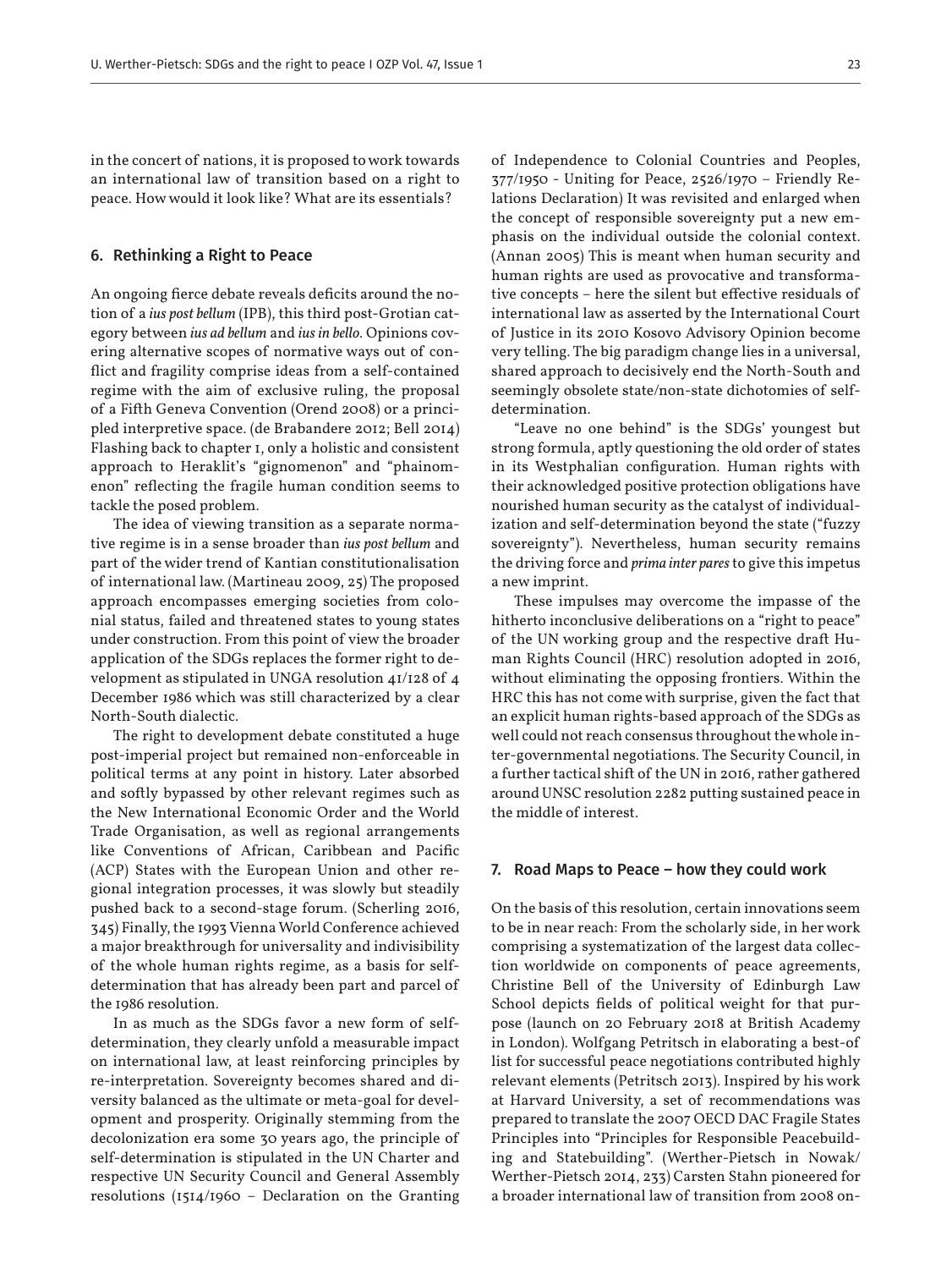in the concert of nations, it is proposed to work towards an international law of transition based on a right to peace. How would it look like? What are its essentials?

## 6. Rethinking a Right to Peace

An ongoing fierce debate reveals deficits around the notion of a *ius post bellum* (IPB), this third post-Grotian category between *ius ad bellum* and *ius in bello*. Opinions covering alternative scopes of normative ways out of conflict and fragility comprise ideas from a self-contained regime with the aim of exclusive ruling, the proposal of a Fifth Geneva Convention (Orend 2008) or a principled interpretive space. (de Brabandere 2012; Bell 2014) Flashing back to chapter 1, only a holistic and consistent approach to Heraklit's "gignomenon" and "phainomenon" reflecting the fragile human condition seems to tackle the posed problem.

The idea of viewing transition as a separate normative regime is in a sense broader than *ius post bellum* and part of the wider trend of Kantian constitutionalisation of international law. (Martineau 2009, 25) The proposed approach encompasses emerging societies from colonial status, failed and threatened states to young states under construction. From this point of view the broader application of the SDGs replaces the former right to development as stipulated in UNGA resolution 41/128 of 4 December 1986 which was still characterized by a clear North-South dialectic.

The right to development debate constituted a huge post-imperial project but remained non-enforceable in political terms at any point in history. Later absorbed and softly bypassed by other relevant regimes such as the New International Economic Order and the World Trade Organisation, as well as regional arrangements like Conventions of African, Caribbean and Pacific (ACP) States with the European Union and other regional integration processes, it was slowly but steadily pushed back to a second-stage forum. (Scherling 2016, 345) Finally, the 1993 Vienna World Conference achieved a major breakthrough for universality and indivisibility of the whole human rights regime, as a basis for self-determination that has already been part and parcel of the 1986 resolution.

In as much as the SDGs favor a new form of self-determination, they clearly unfold a measurable impact on international law, at least reinforcing principles by re-interpretation. Sovereignty becomes shared and diversity balanced as the ultimate or meta-goal for development and prosperity. Originally stemming from the decolonization era some 30 years ago, the principle of self-determination is stipulated in the UN Charter and respective UN Security Council and General Assembly resolutions (1514/1960 – Declaration on the Granting of Independence to Colonial Countries and Peoples, 377/1950 - Uniting for Peace, 2526/1970 – Friendly Relations Declaration) It was revisited and enlarged when the concept of responsible sovereignty put a new emphasis on the individual outside the colonial context. (Annan 2005) This is meant when human security and human rights are used as provocative and transformative concepts – here the silent but effective residuals of international law as asserted by the International Court of Justice in its 2010 Kosovo Advisory Opinion become very telling. The big paradigm change lies in a universal, shared approach to decisively end the North-South and seemingly obsolete state/non-state dichotomies of self-determination.

"Leave no one behind" is the SDGs' youngest but strong formula, aptly questioning the old order of states in its Westphalian configuration. Human rights with their acknowledged positive protection obligations have nourished human security as the catalyst of individualization and self-determination beyond the state ("fuzzy sovereignty"). Nevertheless, human security remains the driving force and *prima inter pares* to give this impetus a new imprint.

These impulses may overcome the impasse of the hitherto inconclusive deliberations on a "right to peace" of the UN working group and the respective draft Human Rights Council (HRC) resolution adopted in 2016, without eliminating the opposing frontiers. Within the HRC this has not come with surprise, given the fact that an explicit human rights-based approach of the SDGs as well could not reach consensus throughout the whole inter-governmental negotiations. The Security Council, in a further tactical shift of the UN in 2016, rather gathered around UNSC resolution 2282 putting sustained peace in the middle of interest.

## 7. Road Maps to Peace – how they could work

On the basis of this resolution, certain innovations seem to be in near reach: From the scholarly side, in her work comprising a systematization of the largest data collection worldwide on components of peace agreements, Christine Bell of the University of Edinburgh Law School depicts fields of political weight for that purpose (launch on 20 February 2018 at British Academy in London). Wolfgang Petritsch in elaborating a best-of list for successful peace negotiations contributed highly relevant elements (Petritsch 2013). Inspired by his work at Harvard University, a set of recommendations was prepared to translate the 2007 OECD DAC Fragile States Principles into "Principles for Responsible Peacebuilding and Statebuilding". (Werther-Pietsch in Nowak/Werther-Pietsch 2014, 233) Carsten Stahn pioneered for a broader international law of transition from 2008 on-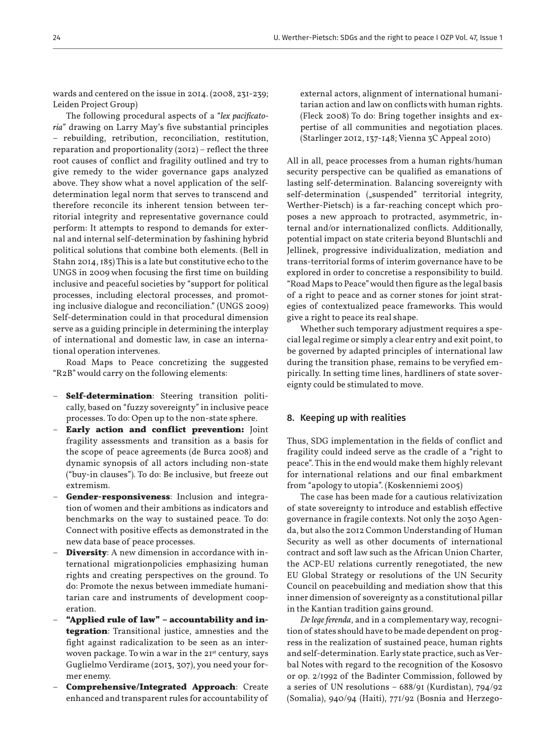wards and centered on the issue in 2014. (2008, 231-239; Leiden Project Group)

The following procedural aspects of a "*lex pacificatoria*" drawing on Larry May's five substantial principles – rebuilding, retribution, reconciliation, restitution, reparation and proportionality (2012) – reflect the three root causes of conflict and fragility outlined and try to give remedy to the wider governance gaps analyzed above. They show what a novel application of the self-determination legal norm that serves to transcend and therefore reconcile its inherent tension between territorial integrity and representative governance could perform: It attempts to respond to demands for external and internal self-determination by fashining hybrid political solutions that combine both elements. (Bell in Stahn 2014, 185) This is a late but constitutive echo to the UNGS in 2009 when focusing the first time on building inclusive and peaceful societies by "support for political processes, including electoral processes, and promoting inclusive dialogue and reconciliation." (UNGS 2009) Self-determination could in that procedural dimension serve as a guiding principle in determining the interplay of international and domestic law, in case an international operation intervenes.

Road Maps to Peace concretizing the suggested "R2B" would carry on the following elements:

- **Self-determination**: Steering transition politically, based on "fuzzy sovereignty" in inclusive peace processes. To do: Open up to the non-state sphere.
- **Early action and conflict prevention:** Joint fragility assessments and transition as a basis for the scope of peace agreements (de Burca 2008) and dynamic synopsis of all actors including non-state ("buy-in clauses"). To do: Be inclusive, but freeze out extremism.
- **Gender-responsiveness**: Inclusion and integration of women and their ambitions as indicators and benchmarks on the way to sustained peace. To do: Connect with positive effects as demonstrated in the new data base of peace processes.
- **Diversity**: A new dimension in accordance with international migrationpolicies emphasizing human rights and creating perspectives on the ground. To do: Promote the nexus between immediate humanitarian care and instruments of development cooperation.
- **"Applied rule of law" – accountability and integration**: Transitional justice, amnesties and the fight against radicalization to be seen as an interwoven package. To win a war in the 21st century, says Guglielmo Verdirame (2013, 307), you need your former enemy.
- **Comprehensive/Integrated Approach**: Create enhanced and transparent rules for accountability of external actors, alignment of international humanitarian action and law on conflicts with human rights. (Fleck 2008) To do: Bring together insights and expertise of all communities and negotiation places. (Starlinger 2012, 137-148; Vienna 3C Appeal 2010)

All in all, peace processes from a human rights/human security perspective can be qualified as emanations of lasting self-determination. Balancing sovereignty with self-determination („suspended" territorial integrity, Werther-Pietsch) is a far-reaching concept which proposes a new approach to protracted, asymmetric, internal and/or internationalized conflicts. Additionally, potential impact on state criteria beyond Bluntschli and Jellinek, progressive individualization, mediation and trans-territorial forms of interim governance have to be explored in order to concretise a responsibility to build. "Road Maps to Peace" would then figure as the legal basis of a right to peace and as corner stones for joint strategies of contextualized peace frameworks. This would give a right to peace its real shape.

Whether such temporary adjustment requires a special legal regime or simply a clear entry and exit point, to be governed by adapted principles of international law during the transition phase, remains to be veryfied empirically. In setting time lines, hardliners of state sovereignty could be stimulated to move.

## 8. Keeping up with realities

Thus, SDG implementation in the fields of conflict and fragility could indeed serve as the cradle of a "right to peace". This in the end would make them highly relevant for international relations and our final embarkment from "apology to utopia". (Koskenniemi 2005)

The case has been made for a cautious relativization of state sovereignty to introduce and establish effective governance in fragile contexts. Not only the 2030 Agenda, but also the 2012 Common Understanding of Human Security as well as other documents of international contract and soft law such as the African Union Charter, the ACP-EU relations currently renegotiated, the new EU Global Strategy or resolutions of the UN Security Council on peacebuilding and mediation show that this inner dimension of sovereignty as a constitutional pillar in the Kantian tradition gains ground.

*De lege ferenda*, and in a complementary way, recognition of states should have to be made dependent on progress in the realization of sustained peace, human rights and self-determination. Early state practice, such as Verbal Notes with regard to the recognition of the Kososvo or op. 2/1992 of the Badinter Commission, followed by a series of UN resolutions – 688/91 (Kurdistan), 794/92 (Somalia), 940/94 (Haiti), 771/92 (Bosnia and Herzego-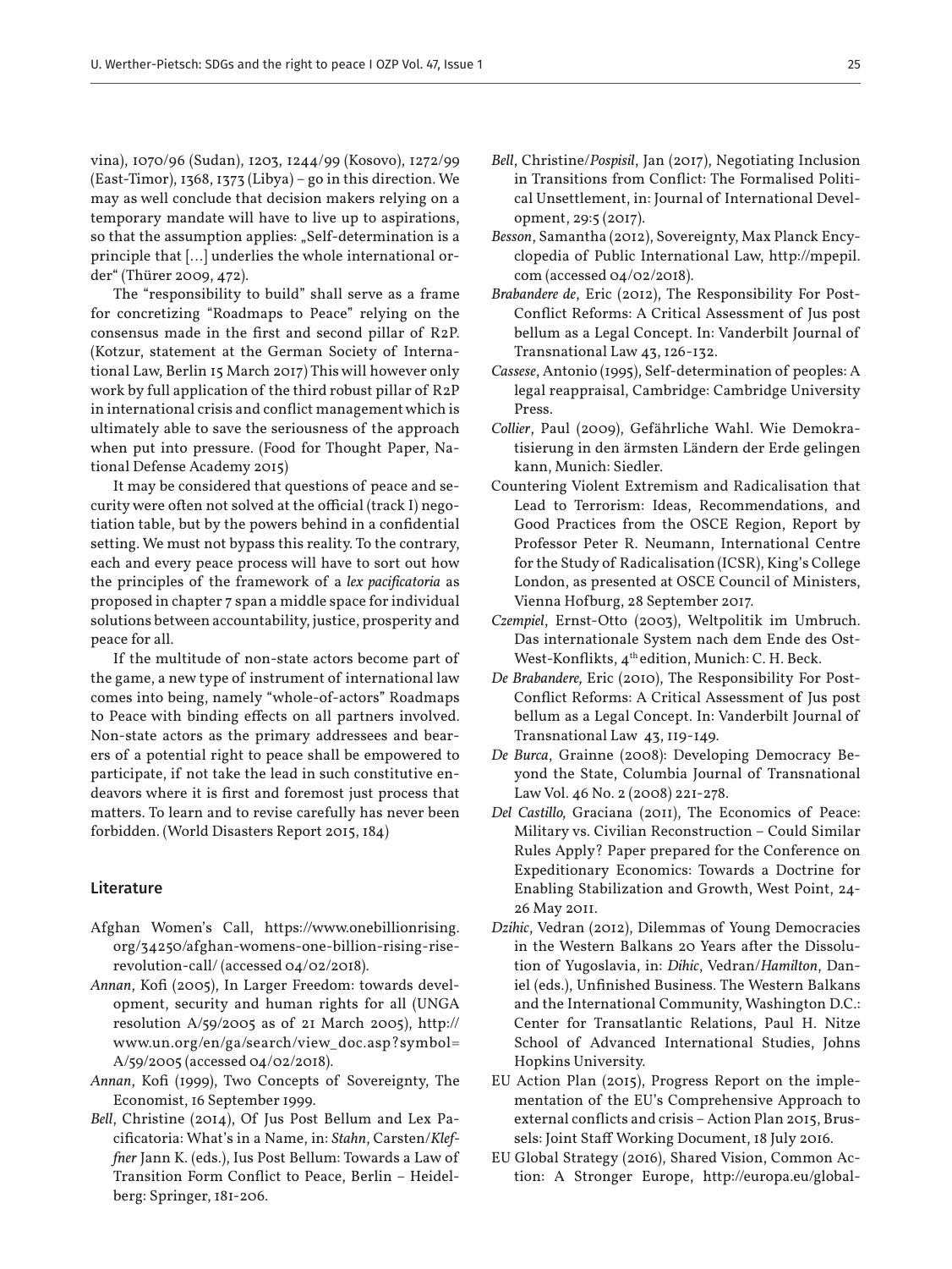vina), 1070/96 (Sudan), 1203, 1244/99 (Kosovo), 1272/99 (East-Timor), 1368, 1373 (Libya) – go in this direction. We may as well conclude that decision makers relying on a temporary mandate will have to live up to aspirations, so that the assumption applies: „Self-determination is a principle that […] underlies the whole international order" (Thürer 2009, 472).

The "responsibility to build" shall serve as a frame for concretizing "Roadmaps to Peace" relying on the consensus made in the first and second pillar of R2P. (Kotzur, statement at the German Society of International Law, Berlin 15 March 2017) This will however only work by full application of the third robust pillar of R2P in international crisis and conflict management which is ultimately able to save the seriousness of the approach when put into pressure. (Food for Thought Paper, National Defense Academy 2015)

It may be considered that questions of peace and security were often not solved at the official (track I) negotiation table, but by the powers behind in a confidential setting. We must not bypass this reality. To the contrary, each and every peace process will have to sort out how the principles of the framework of a *lex pacificatoria* as proposed in chapter 7 span a middle space for individual solutions between accountability, justice, prosperity and peace for all.

If the multitude of non-state actors become part of the game, a new type of instrument of international law comes into being, namely "whole-of-actors" Roadmaps to Peace with binding effects on all partners involved. Non-state actors as the primary addressees and bearers of a potential right to peace shall be empowered to participate, if not take the lead in such constitutive endeavors where it is first and foremost just process that matters. To learn and to revise carefully has never been forbidden. (World Disasters Report 2015, 184)

## Literature

Afghan Women's Call, https://www.onebillionrising.org/34250/afghan-womens-one-billion-rising-rise-revolution-call/ (accessed 04/02/2018).

*Annan*, Kofi (2005), In Larger Freedom: towards development, security and human rights for all (UNGA resolution A/59/2005 as of 21 March 2005), http://www.un.org/en/ga/search/view_doc.asp?symbol=A/59/2005 (accessed 04/02/2018).

*Annan*, Kofi (1999), Two Concepts of Sovereignty, The Economist, 16 September 1999.

*Bell*, Christine (2014), Of Jus Post Bellum and Lex Pacificatoria: What's in a Name, in: *Stahn*, Carsten/*Kleffner* Jann K. (eds.), Ius Post Bellum: Towards a Law of Transition Form Conflict to Peace, Berlin – Heidelberg: Springer, 181-206.

*Bell*, Christine/*Pospisil*, Jan (2017), Negotiating Inclusion in Transitions from Conflict: The Formalised Political Unsettlement, in: Journal of International Development, 29:5 (2017).

*Besson*, Samantha (2012), Sovereignty, Max Planck Encyclopedia of Public International Law, http://mpepil.com (accessed 04/02/2018).

*Brabandere de*, Eric (2012), The Responsibility For Post-Conflict Reforms: A Critical Assessment of Jus post bellum as a Legal Concept. In: Vanderbilt Journal of Transnational Law 43, 126-132.

*Cassese*, Antonio (1995), Self-determination of peoples: A legal reappraisal, Cambridge: Cambridge University Press.

*Collier*, Paul (2009), Gefährliche Wahl. Wie Demokratisierung in den ärmsten Ländern der Erde gelingen kann, Munich: Siedler.

Countering Violent Extremism and Radicalisation that Lead to Terrorism: Ideas, Recommendations, and Good Practices from the OSCE Region, Report by Professor Peter R. Neumann, International Centre for the Study of Radicalisation (ICSR), King's College London, as presented at OSCE Council of Ministers, Vienna Hofburg, 28 September 2017.

*Czempiel*, Ernst-Otto (2003), Weltpolitik im Umbruch. Das internationale System nach dem Ende des Ost-West-Konflikts, 4th edition, Munich: C. H. Beck.

*De Brabandere,* Eric (2010), The Responsibility For Post-Conflict Reforms: A Critical Assessment of Jus post bellum as a Legal Concept. In: Vanderbilt Journal of Transnational Law 43, 119-149.

*De Burca*, Grainne (2008): Developing Democracy Beyond the State, Columbia Journal of Transnational Law Vol. 46 No. 2 (2008) 221-278.

*Del Castillo,* Graciana (2011), The Economics of Peace: Military vs. Civilian Reconstruction – Could Similar Rules Apply? Paper prepared for the Conference on Expeditionary Economics: Towards a Doctrine for Enabling Stabilization and Growth, West Point, 24-26 May 2011.

*Dzihic*, Vedran (2012), Dilemmas of Young Democracies in the Western Balkans 20 Years after the Dissolution of Yugoslavia, in: *Dihic*, Vedran/*Hamilton*, Daniel (eds.), Unfinished Business. The Western Balkans and the International Community, Washington D.C.: Center for Transatlantic Relations, Paul H. Nitze School of Advanced International Studies, Johns Hopkins University.

EU Action Plan (2015), Progress Report on the implementation of the EU's Comprehensive Approach to external conflicts and crisis – Action Plan 2015, Brussels: Joint Staff Working Document, 18 July 2016.

EU Global Strategy (2016), Shared Vision, Common Action: A Stronger Europe, http://europa.eu/global-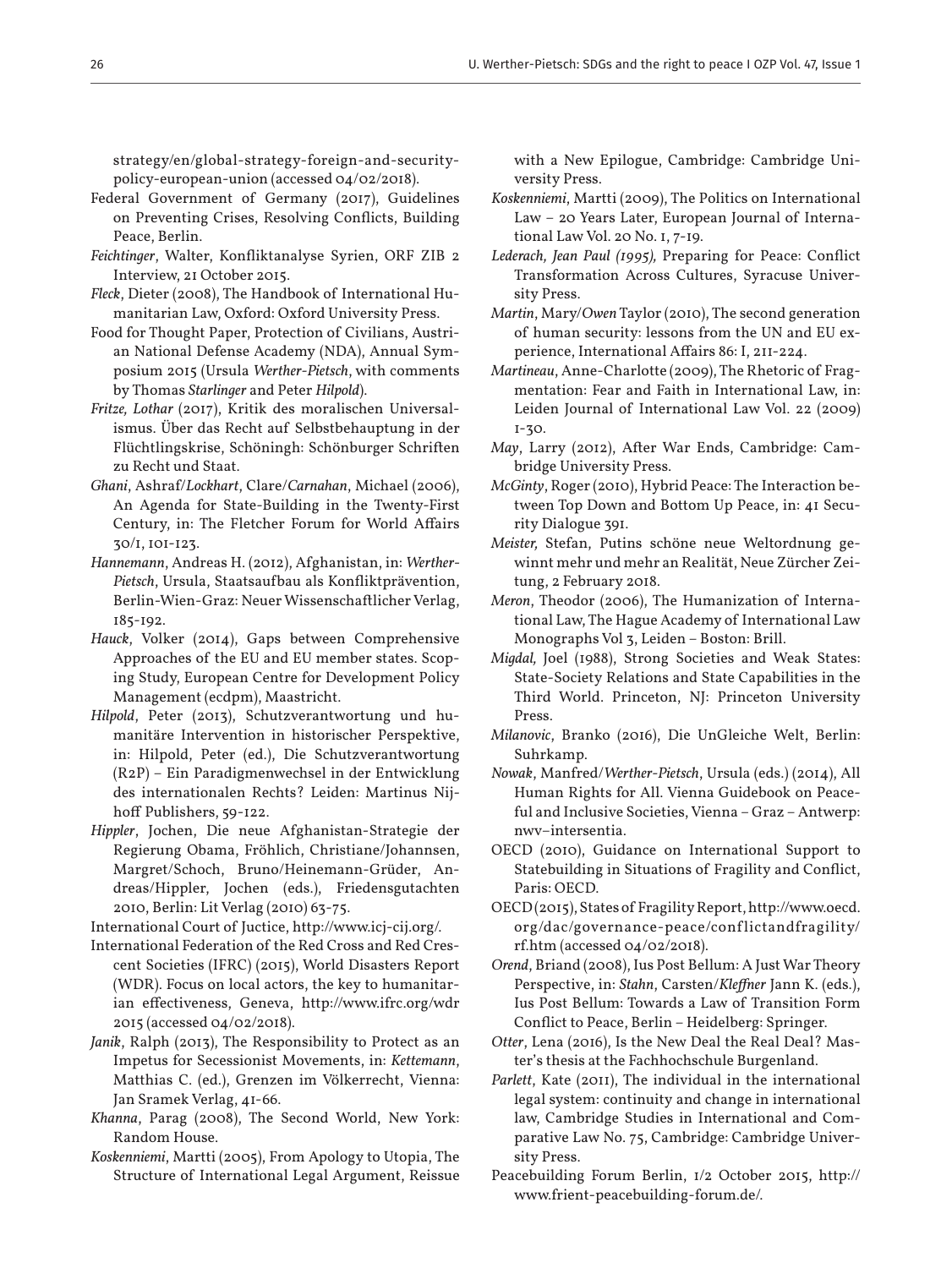strategy/en/global-strategy-foreign-and-security-policy-european-union (accessed 04/02/2018).

Federal Government of Germany (2017), Guidelines on Preventing Crises, Resolving Conflicts, Building Peace, Berlin.

*Feichtinger*, Walter, Konfliktanalyse Syrien, ORF ZIB 2 Interview, 21 October 2015.

*Fleck*, Dieter (2008), The Handbook of International Humanitarian Law, Oxford: Oxford University Press.

Food for Thought Paper, Protection of Civilians, Austrian National Defense Academy (NDA), Annual Symposium 2015 (Ursula *Werther-Pietsch*, with comments by Thomas *Starlinger* and Peter *Hilpold*).

*Fritze, Lothar* (2017), Kritik des moralischen Universalismus. Über das Recht auf Selbstbehauptung in der Flüchtlingskrise, Schöningh: Schönburger Schriften zu Recht und Staat.

*Ghani*, Ashraf/*Lockhart*, Clare/*Carnahan*, Michael (2006), An Agenda for State-Building in the Twenty-First Century, in: The Fletcher Forum for World Affairs 30/1, 101-123.

*Hannemann*, Andreas H. (2012), Afghanistan, in: *Werther-Pietsch*, Ursula, Staatsaufbau als Konfliktprävention, Berlin-Wien-Graz: Neuer Wissenschaftlicher Verlag, 185-192.

*Hauck*, Volker (2014), Gaps between Comprehensive Approaches of the EU and EU member states. Scoping Study, European Centre for Development Policy Management (ecdpm), Maastricht.

*Hilpold*, Peter (2013), Schutzverantwortung und humanitäre Intervention in historischer Perspektive, in: Hilpold, Peter (ed.), Die Schutzverantwortung (R2P) – Ein Paradigmenwechsel in der Entwicklung des internationalen Rechts? Leiden: Martinus Nijhoff Publishers, 59-122.

*Hippler*, Jochen, Die neue Afghanistan-Strategie der Regierung Obama, Fröhlich, Christiane/Johannsen, Margret/Schoch, Bruno/Heinemann-Grüder, Andreas/Hippler, Jochen (eds.), Friedensgutachten 2010, Berlin: Lit Verlag (2010) 63-75.

International Court of Juctice, http://www.icj-cij.org/.

International Federation of the Red Cross and Red Crescent Societies (IFRC) (2015), World Disasters Report (WDR). Focus on local actors, the key to humanitarian effectiveness, Geneva, http://www.ifrc.org/wdr 2015 (accessed 04/02/2018).

*Janik*, Ralph (2013), The Responsibility to Protect as an Impetus for Secessionist Movements, in: *Kettemann*, Matthias C. (ed.), Grenzen im Völkerrecht, Vienna: Jan Sramek Verlag, 41-66.

*Khanna*, Parag (2008), The Second World, New York: Random House.

*Koskenniemi*, Martti (2005), From Apology to Utopia, The Structure of International Legal Argument, Reissue with a New Epilogue, Cambridge: Cambridge University Press.

*Koskenniemi*, Martti (2009), The Politics on International Law – 20 Years Later, European Journal of International Law Vol. 20 No. 1, 7-19.

*Lederach, Jean Paul (1995)*, Preparing for Peace: Conflict Transformation Across Cultures, Syracuse University Press.

*Martin*, Mary/*Owen* Taylor (2010), The second generation of human security: lessons from the UN and EU experience, International Affairs 86: I, 211-224.

*Martineau*, Anne-Charlotte (2009), The Rhetoric of Fragmentation: Fear and Faith in International Law, in: Leiden Journal of International Law Vol. 22 (2009) 1-30.

*May*, Larry (2012), After War Ends, Cambridge: Cambridge University Press.

*McGinty*, Roger (2010), Hybrid Peace: The Interaction between Top Down and Bottom Up Peace, in: 41 Security Dialogue 391.

*Meister,* Stefan, Putins schöne neue Weltordnung gewinnt mehr und mehr an Realität, Neue Zürcher Zeitung, 2 February 2018.

*Meron*, Theodor (2006), The Humanization of International Law, The Hague Academy of International Law Monographs Vol 3, Leiden – Boston: Brill.

*Migdal,* Joel (1988), Strong Societies and Weak States: State-Society Relations and State Capabilities in the Third World. Princeton, NJ: Princeton University Press.

*Milanovic*, Branko (2016), Die UnGleiche Welt, Berlin: Suhrkamp.

*Nowak*, Manfred/*Werther-Pietsch*, Ursula (eds.) (2014), All Human Rights for All. Vienna Guidebook on Peaceful and Inclusive Societies, Vienna – Graz – Antwerp: nwv–intersentia.

OECD (2010), Guidance on International Support to Statebuilding in Situations of Fragility and Conflict, Paris: OECD.

OECD (2015), States of Fragility Report, http://www.oecd.org/dac/governance-peace/conflictandfragility/rf.htm (accessed 04/02/2018).

*Orend*, Briand (2008), Ius Post Bellum: A Just War Theory Perspective, in: *Stahn*, Carsten/*Kleffner* Jann K. (eds.), Ius Post Bellum: Towards a Law of Transition Form Conflict to Peace, Berlin – Heidelberg: Springer.

*Otter*, Lena (2016), Is the New Deal the Real Deal? Master's thesis at the Fachhochschule Burgenland.

*Parlett*, Kate (2011), The individual in the international legal system: continuity and change in international law, Cambridge Studies in International and Comparative Law No. 75, Cambridge: Cambridge University Press.

Peacebuilding Forum Berlin, 1/2 October 2015, http://www.frient-peacebuilding-forum.de/.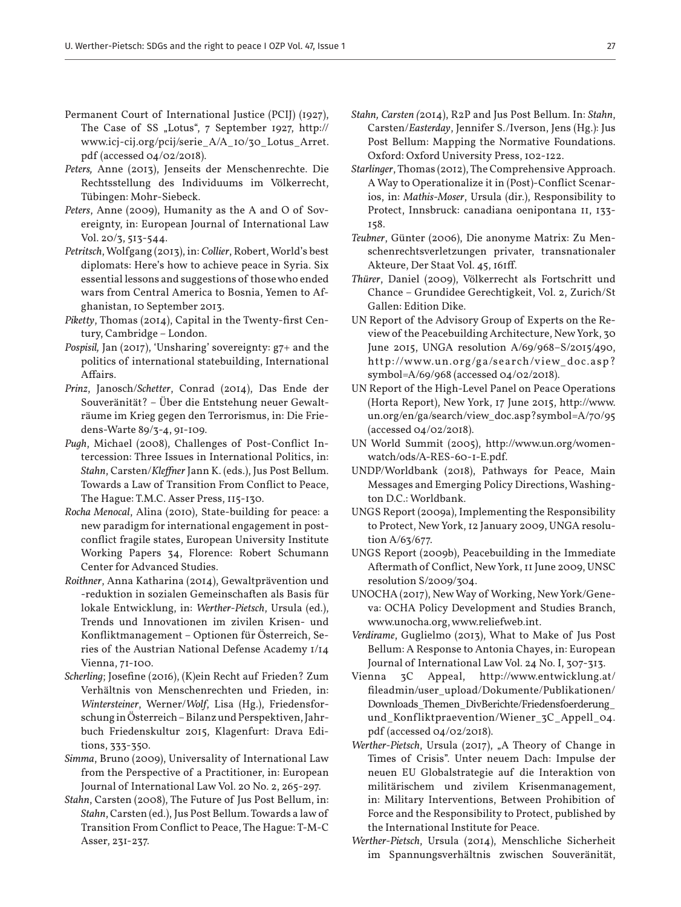Permanent Court of International Justice (PCIJ) (1927), The Case of SS „Lotus", 7 September 1927, http://www.icj-cij.org/pcij/serie_A/A_10/30_Lotus_Arret.pdf (accessed 04/02/2018).

*Peters,* Anne (2013), Jenseits der Menschenrechte. Die Rechtsstellung des Individuums im Völkerrecht, Tübingen: Mohr-Siebeck.

*Peters*, Anne (2009), Humanity as the A and O of Sovereignty, in: European Journal of International Law Vol. 20/3, 513-544.

*Petritsch*, Wolfgang (2013), in: *Collier*, Robert, World's best diplomats: Here's how to achieve peace in Syria. Six essential lessons and suggestions of those who ended wars from Central America to Bosnia, Yemen to Afghanistan, 10 September 2013.

*Piketty*, Thomas (2014), Capital in the Twenty-first Century, Cambridge – London.

*Pospisil,* Jan (2017), 'Unsharing' sovereignty: g7+ and the politics of international statebuilding, International Affairs.

*Prinz*, Janosch/*Schetter*, Conrad (2014), Das Ende der Souveränität? – Über die Entstehung neuer Gewalträume im Krieg gegen den Terrorismus, in: Die Friedens-Warte 89/3-4, 91-109.

*Pugh*, Michael (2008), Challenges of Post-Conflict Intercession: Three Issues in International Politics, in: *Stahn*, Carsten/*Kleffner* Jann K. (eds.), Jus Post Bellum. Towards a Law of Transition From Conflict to Peace, The Hague: T.M.C. Asser Press, 115-130.

*Rocha Menocal*, Alina (2010), State-building for peace: a new paradigm for international engagement in post-conflict fragile states, European University Institute Working Papers 34, Florence: Robert Schumann Center for Advanced Studies.

*Roithner*, Anna Katharina (2014), Gewaltprävention und -reduktion in sozialen Gemeinschaften als Basis für lokale Entwicklung, in: *Werther-Pietsch*, Ursula (ed.), Trends und Innovationen im zivilen Krisen- und Konfliktmanagement – Optionen für Österreich, Series of the Austrian National Defense Academy 1/14 Vienna, 71-100.

*Scherling*; Josefine (2016), (K)ein Recht auf Frieden? Zum Verhältnis von Menschenrechten und Frieden, in: *Wintersteiner*, Werner/*Wolf*, Lisa (Hg.), Friedensforschung in Österreich – Bilanz und Perspektiven, Jahrbuch Friedenskultur 2015, Klagenfurt: Drava Editions, 333-350.

*Simma*, Bruno (2009), Universality of International Law from the Perspective of a Practitioner, in: European Journal of International Law Vol. 20 No. 2, 265-297.

*Stahn*, Carsten (2008), The Future of Jus Post Bellum, in: *Stahn*, Carsten (ed.), Jus Post Bellum. Towards a law of Transition From Conflict to Peace, The Hague: T-M-C Asser, 231-237.

*Stahn, Carsten (*2014), R2P and Jus Post Bellum. In: *Stahn*, Carsten/*Easterday*, Jennifer S./Iverson, Jens (Hg.): Jus Post Bellum: Mapping the Normative Foundations. Oxford: Oxford University Press, 102-122.

*Starlinger*, Thomas (2012), The Comprehensive Approach. A Way to Operationalize it in (Post)-Conflict Scenarios, in: *Mathis-Moser*, Ursula (dir.), Responsibility to Protect, Innsbruck: canadiana oenipontana 11, 133-158.

*Teubner*, Günter (2006), Die anonyme Matrix: Zu Menschenrechtsverletzungen privater, transnationaler Akteure, Der Staat Vol. 45, 161ff.

*Thürer*, Daniel (2009), Völkerrecht als Fortschritt und Chance – Grundidee Gerechtigkeit, Vol. 2, Zurich/St Gallen: Edition Dike.

UN Report of the Advisory Group of Experts on the Review of the Peacebuilding Architecture, New York, 30 June 2015, UNGA resolution A/69/968–S/2015/490, http://www.un.org/ga/search/view_doc.asp?symbol=A/69/968 (accessed 04/02/2018).

UN Report of the High-Level Panel on Peace Operations (Horta Report), New York, 17 June 2015, http://www.un.org/en/ga/search/view_doc.asp?symbol=A/70/95 (accessed 04/02/2018).

UN World Summit (2005), http://www.un.org/womenwatch/ods/A-RES-60-1-E.pdf.

UNDP/Worldbank (2018), Pathways for Peace, Main Messages and Emerging Policy Directions, Washington D.C.: Worldbank.

UNGS Report (2009a), Implementing the Responsibility to Protect, New York, 12 January 2009, UNGA resolution A/63/677.

UNGS Report (2009b), Peacebuilding in the Immediate Aftermath of Conflict, New York, 11 June 2009, UNSC resolution S/2009/304.

UNOCHA (2017), New Way of Working, New York/Geneva: OCHA Policy Development and Studies Branch, www.unocha.org, www.reliefweb.int.

*Verdirame*, Guglielmo (2013), What to Make of Jus Post Bellum: A Response to Antonia Chayes, in: European Journal of International Law Vol. 24 No. I, 307-313.

Vienna 3C Appeal, http://www.entwicklung.at/fileadmin/user_upload/Dokumente/Publikationen/Downloads_Themen_DivBerichte/Friedensfoerderung_und_Konfliktpraevention/Wiener_3C_Appell_04.pdf (accessed 04/02/2018).

*Werther-Pietsch*, Ursula (2017), „A Theory of Change in Times of Crisis". Unter neuem Dach: Impulse der neuen EU Globalstrategie auf die Interaktion von militärischem und zivilem Krisenmanagement, in: Military Interventions, Between Prohibition of Force and the Responsibility to Protect, published by the International Institute for Peace.

*Werther-Pietsch*, Ursula (2014), Menschliche Sicherheit im Spannungsverhältnis zwischen Souveränität,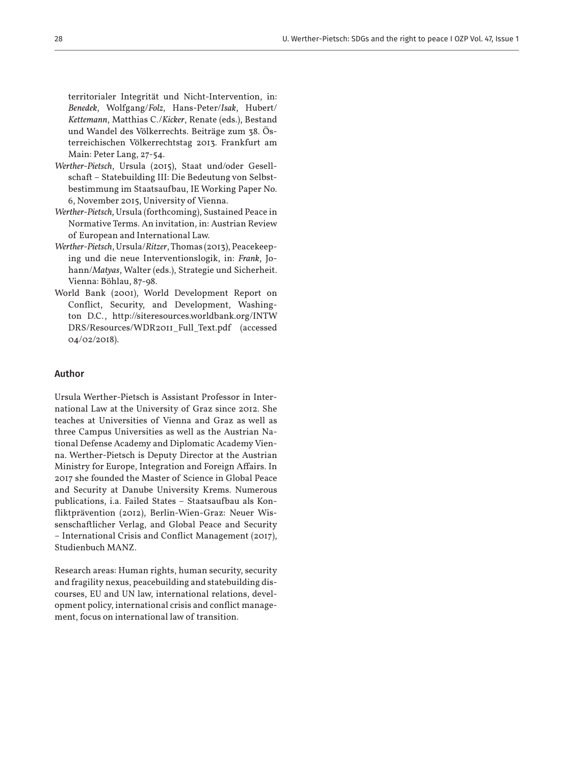territorialer Integrität und Nicht-Intervention, in: *Benedek*, Wolfgang/*Folz*, Hans-Peter/*Isak*, Hubert/ *Kettemann*, Matthias C./*Kicker*, Renate (eds.), Bestand und Wandel des Völkerrechts. Beiträge zum 38. Österreichischen Völkerrechtstag 2013. Frankfurt am Main: Peter Lang, 27-54.

*Werther-Pietsch*, Ursula (2015), Staat und/oder Gesellschaft – Statebuilding III: Die Bedeutung von Selbstbestimmung im Staatsaufbau, IE Working Paper No. 6, November 2015, University of Vienna.

*Werther-Pietsch,* Ursula (forthcoming), Sustained Peace in Normative Terms. An invitation, in: Austrian Review of European and International Law.

*Werther-Pietsch*, Ursula/*Ritzer*, Thomas (2013), Peacekeeping und die neue Interventionslogik, in: *Frank*, Johann/*Matyas*, Walter (eds.), Strategie und Sicherheit. Vienna: Böhlau, 87-98.

World Bank (2001), World Development Report on Conflict, Security, and Development, Washington D.C., http://siteresources.worldbank.org/INTWDRS/Resources/WDR2011_Full_Text.pdf (accessed 04/02/2018).

## Author

Ursula Werther-Pietsch is Assistant Professor in International Law at the University of Graz since 2012. She teaches at Universities of Vienna and Graz as well as three Campus Universities as well as the Austrian National Defense Academy and Diplomatic Academy Vienna. Werther-Pietsch is Deputy Director at the Austrian Ministry for Europe, Integration and Foreign Affairs. In 2017 she founded the Master of Science in Global Peace and Security at Danube University Krems. Numerous publications, i.a. Failed States – Staatsaufbau als Konfliktprävention (2012), Berlin-Wien-Graz: Neuer Wissenschaftlicher Verlag, and Global Peace and Security – International Crisis and Conflict Management (2017), Studienbuch MANZ.

Research areas: Human rights, human security, security and fragility nexus, peacebuilding and statebuilding discourses, EU and UN law, international relations, development policy, international crisis and conflict management, focus on international law of transition.